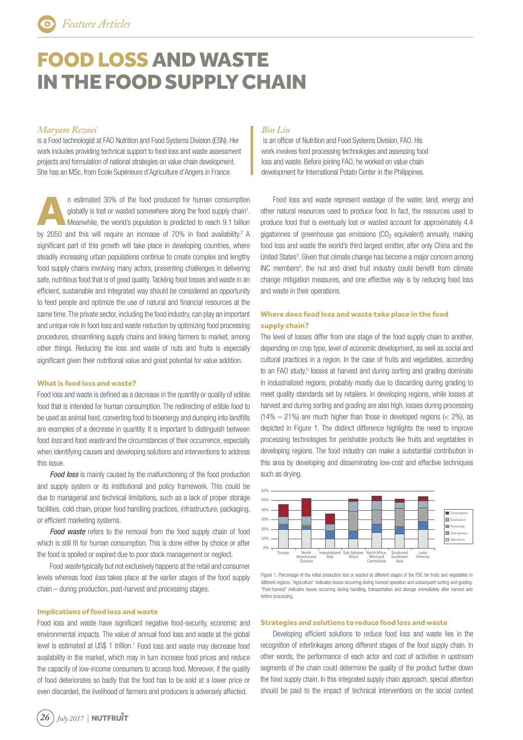# FOOD LOSS AND WASTE IN THE FOOD SUPPLY CHAIN

*Maryam Rezaei*
is a Food technologist at FAO Nutrition and Food Systems Division (ESN). Her work includes providing technical support to food loss and waste assessment projects and formulation of national strategies on value chain development. She has an MSc. from Ecole Supérieure d'Agriculture d'Angers in France.

*Bin Liu*
is an officer of Nutrition and Food Systems Division, FAO. His work involves food processing technologies and assessing food loss and waste. Before joining FAO, he worked on value chain development for International Potato Center in the Philippines.

An estimated 30% of the food produced for human consumption globally is lost or wasted somewhere along the food supply chain[1]. Meanwhile, the world's population is predicted to reach 9.1 billion by 2050 and this will require an increase of 70% in food availability.[2] A significant part of this growth will take place in developing countries, where steadily increasing urban populations continue to create complex and lengthy food supply chains involving many actors, presenting challenges in delivering safe, nutritious food that is of good quality. Tackling food losses and waste in an efficient, sustainable and integrated way should be considered an opportunity to feed people and optimize the use of natural and financial resources at the same time. The private sector, including the food industry, can play an important and unique role in food loss and waste reduction by optimizing food processing procedures, streamlining supply chains and linking farmers to market, among other things. Reducing the loss and waste of nuts and fruits is especially significant given their nutritional value and great potential for value addition.

### What is food loss and waste?

Food loss and waste is defined as a decrease in the quantity or quality of edible food that is intended for human consumption. The redirecting of edible food to be used as animal feed, converting food to bioenergy and dumping into landfills are examples of a decrease in quantity. It is important to distinguish between food *loss* and food *waste* and the circumstances of their occurrence, especially when identifying causes and developing solutions and interventions to address this issue.

***Food loss*** is mainly caused by the malfunctioning of the food production and supply system or its institutional and policy framework. This could be due to managerial and technical limitations, such as a lack of proper storage facilities, cold chain, proper food handling practices, infrastructure, packaging, or efficient marketing systems.

***Food waste*** refers to the removal from the food supply chain of food which is still fit for human consumption. This is done either by choice or after the food is spoiled or expired due to poor stock management or neglect.

Food *waste* typically but not exclusively happens at the retail and consumer levels whereas food *loss* takes place at the earlier stages of the food supply chain – during production, post-harvest and processing stages.

### Implications of food loss and waste

Food loss and waste have significant negative food-security, economic and environmental impacts. The value of annual food loss and waste at the global level is estimated at US$ 1 trillion.[1] Food loss and waste may decrease food availability in the market, which may in turn increase food prices and reduce the capacity of low-income consumers to access food. Moreover, if the quality of food deteriorates so badly that the food has to be sold at a lower price or even discarded, the livelihood of farmers and producers is adversely affected.

Food loss and waste represent wastage of the water, land, energy and other natural resources used to produce food. In fact, the resources used to produce food that is eventually lost or wasted account for approximately 4.4 gigatonnes of greenhouse gas emissions ($CO_2$ equivalent) annually, making food loss and waste the world's third largest emitter, after only China and the United States[3]. Given that climate change has become a major concern among INC members[4], the nut and dried fruit industry could benefit from climate change mitigation measures, and one effective way is by reducing food loss and waste in their operations.

### Where does food loss and waste take place in the food supply chain?

The level of losses differ from one stage of the food supply chain to another, depending on crop type, level of economic development, as well as social and cultural practices in a region. In the case of fruits and vegetables, according to an FAO study,[5] losses at harvest and during sorting and grading dominate in industrialized regions, probably mostly due to discarding during grading to meet quality standards set by retailers. In developing regions, while losses at harvest and during sorting and grading are also high, losses during processing (14% – 21%) are much higher than those in developed regions (< 2%), as depicted in Figure 1. The distinct difference highlights the need to improve processing technologies for perishable products like fruits and vegetables in developing regions. The food industry can make a substantial contribution in this area by developing and disseminating low-cost and effective techniques such as drying.

Figure 1. Percentage of the initial production lost or wasted at different stages of the FSC for fruits and vegetables in different regions. "Agriculture" indicates losses occurring during harvest operation and subsequent sorting and grading. "Post-harvest" indicates losses occurring during handling, transportation and storage immediately after harvest and before processing.

### Strategies and solutions to reduce food loss and waste

Developing efficient solutions to reduce food loss and waste lies in the recognition of interlinkages among different stages of the food supply chain. In other words, the performance of each actor and cost of activities in upstream segments of the chain could determine the quality of the product further down the food supply chain. In this integrated supply chain approach, special attention should be paid to the impact of technical interventions on the social context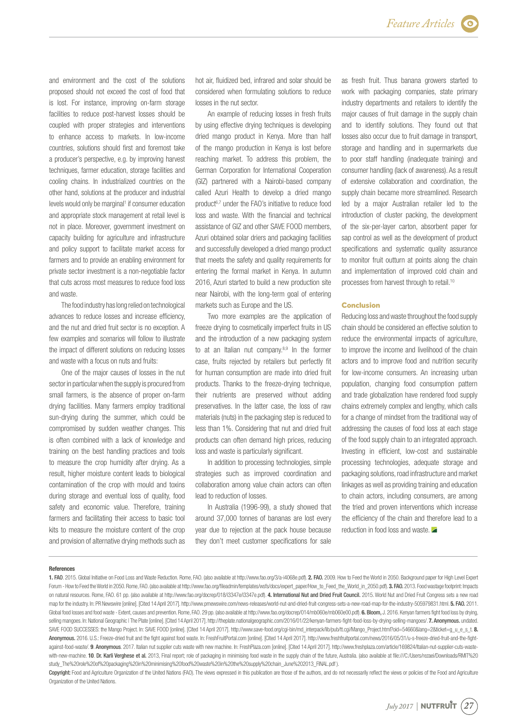and environment and the cost of the solutions proposed should not exceed the cost of food that is lost. For instance, improving on-farm storage facilities to reduce post-harvest losses should be coupled with proper strategies and interventions to enhance access to markets. In low-income countries, solutions should first and foremost take a producer's perspective, e.g. by improving harvest techniques, farmer education, storage facilities and cooling chains. In industrialized countries on the other hand, solutions at the producer and industrial levels would only be marginal[1] if consumer education and appropriate stock management at retail level is not in place. Moreover, government investment on capacity building for agriculture and infrastructure and policy support to facilitate market access for farmers and to provide an enabling environment for private sector investment is a non-negotiable factor that cuts across most measures to reduce food loss and waste.

The food industry has long relied on technological advances to reduce losses and increase efficiency, and the nut and dried fruit sector is no exception. A few examples and scenarios will follow to illustrate the impact of different solutions on reducing losses and waste with a focus on nuts and fruits:

One of the major causes of losses in the nut sector in particular when the supply is procured from small farmers, is the absence of proper on-farm drying facilities. Many farmers employ traditional sun-drying during the summer, which could be compromised by sudden weather changes. This is often combined with a lack of knowledge and training on the best handling practices and tools to measure the crop humidity after drying. As a result, higher moisture content leads to biological contamination of the crop with mould and toxins during storage and eventual loss of quality, food safety and economic value. Therefore, training farmers and facilitating their access to basic tool kits to measure the moisture content of the crop and provision of alternative drying methods such as hot air, fluidized bed, infrared and solar should be considered when formulating solutions to reduce losses in the nut sector.

An example of reducing losses in fresh fruits by using effective drying techniques is developing dried mango product in Kenya. More than half of the mango production in Kenya is lost before reaching market. To address this problem, the German Corporation for International Cooperation (GIZ) partnered with a Nairobi-based company called Azuri Health to develop a dried mango product[6,7] under the FAO's initiative to reduce food loss and waste. With the financial and technical assistance of GIZ and other SAVE FOOD members, Azuri obtained solar driers and packaging facilities and successfully developed a dried mango product that meets the safety and quality requirements for entering the formal market in Kenya. In autumn 2016, Azuri started to build a new production site near Nairobi, with the long-term goal of entering markets such as Europe and the US.

Two more examples are the application of freeze drying to cosmetically imperfect fruits in US and the introduction of a new packaging system to at an Italian nut company.[8,9] In the former case, fruits rejected by retailers but perfectly fit for human consumption are made into dried fruit products. Thanks to the freeze-drying technique, their nutrients are preserved without adding preservatives. In the latter case, the loss of raw materials (nuts) in the packaging step is reduced to less than 1%. Considering that nut and dried fruit products can often demand high prices, reducing loss and waste is particularly significant.

In addition to processing technologies, simple strategies such as improved coordination and collaboration among value chain actors can often lead to reduction of losses.

In Australia (1996-99), a study showed that around 37,000 tonnes of bananas are lost every year due to rejection at the pack house because they don't meet customer specifications for sale as fresh fruit. Thus banana growers started to work with packaging companies, state primary industry departments and retailers to identify the major causes of fruit damage in the supply chain and to identify solutions. They found out that losses also occur due to fruit damage in transport, storage and handling and in supermarkets due to poor staff handling (inadequate training) and consumer handling (lack of awareness). As a result of extensive collaboration and coordination, the supply chain became more streamlined. Research led by a major Australian retailer led to the introduction of cluster packing, the development of the six-per-layer carton, absorbent paper for sap control as well as the development of product specifications and systematic quality assurance to monitor fruit outturn at points along the chain and implementation of improved cold chain and processes from harvest through to retail.[10]

## Conclusion

Reducing loss and waste throughout the food supply chain should be considered an effective solution to reduce the environmental impacts of agriculture, to improve the income and livelihood of the chain actors and to improve food and nutrition security for low-income consumers. An increasing urban population, changing food consumption pattern and trade globalization have rendered food supply chains extremely complex and lengthy, which calls for a change of mindset from the traditional way of addressing the causes of food loss at each stage of the food supply chain to an integrated approach. Investing in efficient, low-cost and sustainable processing technologies, adequate storage and packaging solutions, road infrastructure and market linkages as well as providing training and education to chain actors, including consumers, are among the tried and proven interventions which increase the efficiency of the chain and therefore lead to a reduction in food loss and waste.

### References

**1. FAO**. 2015. Global Initiative on Food Loss and Waste Reduction. Rome, FAO. (also available at http://www.fao.org/3/a-i4068e.pdf). **2. FAO.** 2009. How to Feed the World in 2050. Background paper for High Level Expert Forum - How to Feed the World in 2050. Rome, FAO. (also available at http://www.fao.org/fileadmin/templates/wsfs/docs/expert_paper/How_to_Feed_the_World_in_2050.pdf). **3. FAO.** 2013. Food wastage footprint: Impacts on natural resources. Rome, FAO. 61 pp. (also available at http://www.fao.org/docrep/018/i3347e/i3347e.pdf). **4. International Nut and Dried Fruit Council.** 2015. World Nut and Dried Fruit Congress sets a new road map for the industry. In: PR Newswire [online]. [Cited 14 April 2017]. http://www.prnewswire.com/news-releases/world-nut-and-dried-fruit-congress-sets-a-new-road-map-for-the-industry-505979831.html. **5. FAO.** 2011. Global food losses and food waste - Extent, causes and prevention. Rome, FAO. 29 pp. (also available at http://www.fao.org/docrep/014/mb060e/mb060e00.pdf). **6. Bloom,** J. 2016. Kenyan farmers fight food loss by drying, selling mangoes. In: National Geographic | The Plate [online]. [Cited 14 April 2017]. http://theplate.nationalgeographic.com/2016/01/22/kenyan-farmers-fight-food-loss-by-drying-selling-mangoes/. **7. Anonymous.** undated. SAVE FOOD SUCCESSES: the Mango Project. In: SAVE FOOD [online]. [Cited 14 April 2017]. http://www.save-food.org/cgi-bin/md_interpack/lib/pub/tt.cgi/Mango_Project.html?oid=54660&lang=2&ticket=g_u_e_s_t. **8. Anonymous.** 2016. U.S.: Freeze-dried fruit and the fight against food waste. In: FreshFruitPortal.com [online]. [Cited 14 April 2017]. http://www.freshfruitportal.com/news/2016/05/31/u-s-freeze-dried-fruit-and-the-fight-against-food-waste/. **9. Anonymous**. 2017. Italian nut supplier cuts waste with new machine. In: FreshPlaza.com [online]. [Cited 14 April 2017]. http://www.freshplaza.com/article/169824/Italian-nut-supplier-cuts-waste-with-new-machine. **10. Dr. Karli Verghese et al.** 2013, Final report; role of packaging in minimising food waste in the supply chain of the future, Australia. (also available at file:///C:/Users/rezaei/Downloads/RMIT%20study_The%20role%20of%20packaging%20in%20minimising%20food%20waste%20in%20the%20supply%20chain_June%202013_FINAL.pdf ).

**Copyright:** Food and Agriculture Organization of the United Nations (FAO). The views expressed in this publication are those of the authors, and do not necessarily reflect the views or policies of the Food and Agriculture Organization of the United Nations.